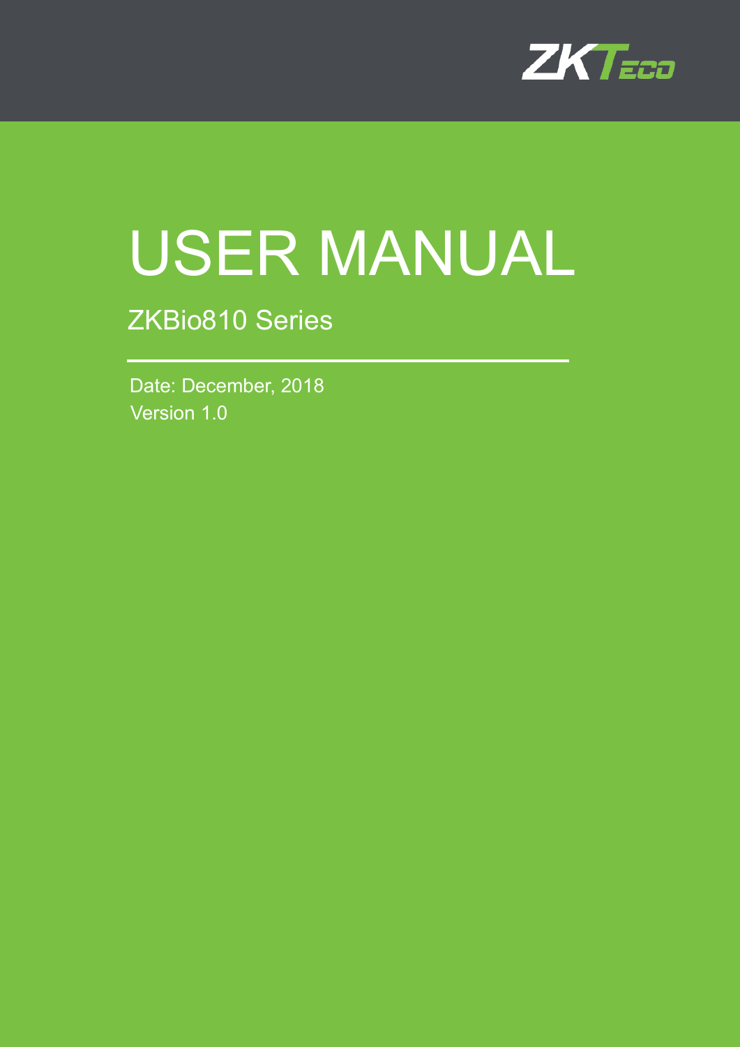ZKTeco

# USER MANUAL

## ZKBio810 Series

Date: December, 2018

Version 1.0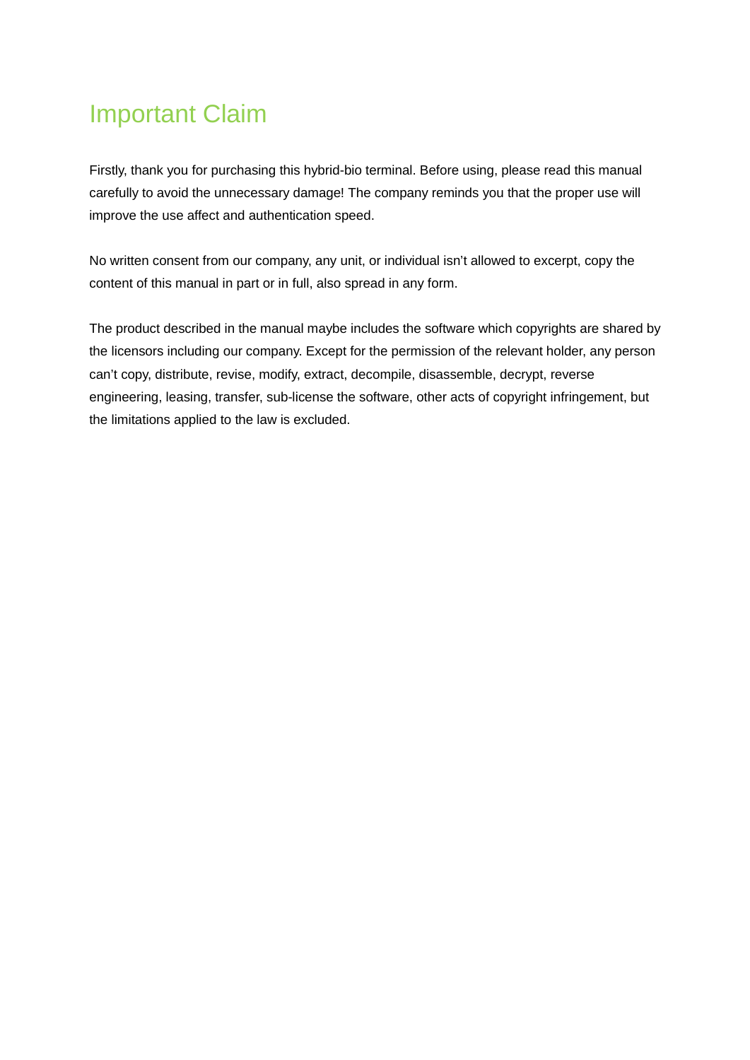# Important Claim

Firstly, thank you for purchasing this hybrid-bio terminal. Before using, please read this manual carefully to avoid the unnecessary damage! The company reminds you that the proper use will improve the use affect and authentication speed.

No written consent from our company, any unit, or individual isn't allowed to excerpt, copy the content of this manual in part or in full, also spread in any form.

The product described in the manual maybe includes the software which copyrights are shared by the licensors including our company. Except for the permission of the relevant holder, any person can't copy, distribute, revise, modify, extract, decompile, disassemble, decrypt, reverse engineering, leasing, transfer, sub-license the software, other acts of copyright infringement, but the limitations applied to the law is excluded.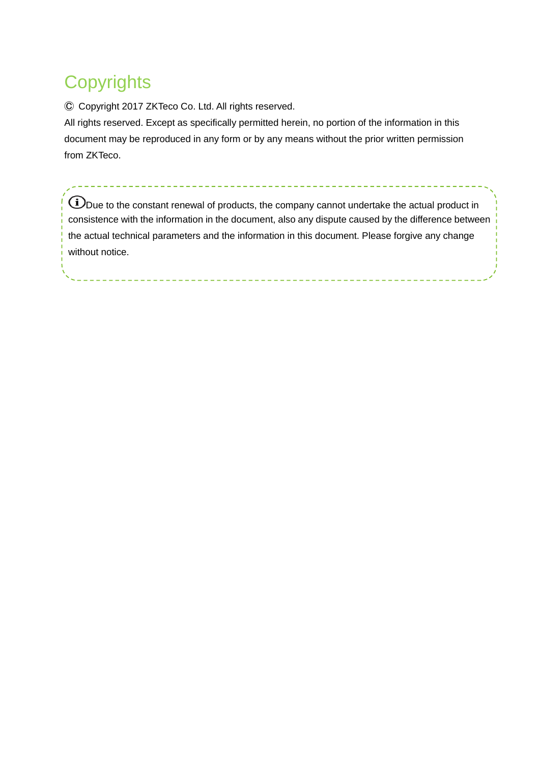# Copyrights

© Copyright 2017 ZKTeco Co. Ltd. All rights reserved.

All rights reserved. Except as specifically permitted herein, no portion of the information in this document may be reproduced in any form or by any means without the prior written permission from ZKTeco.

> ⓘDue to the constant renewal of products, the company cannot undertake the actual product in consistence with the information in the document, also any dispute caused by the difference between the actual technical parameters and the information in this document. Please forgive any change without notice.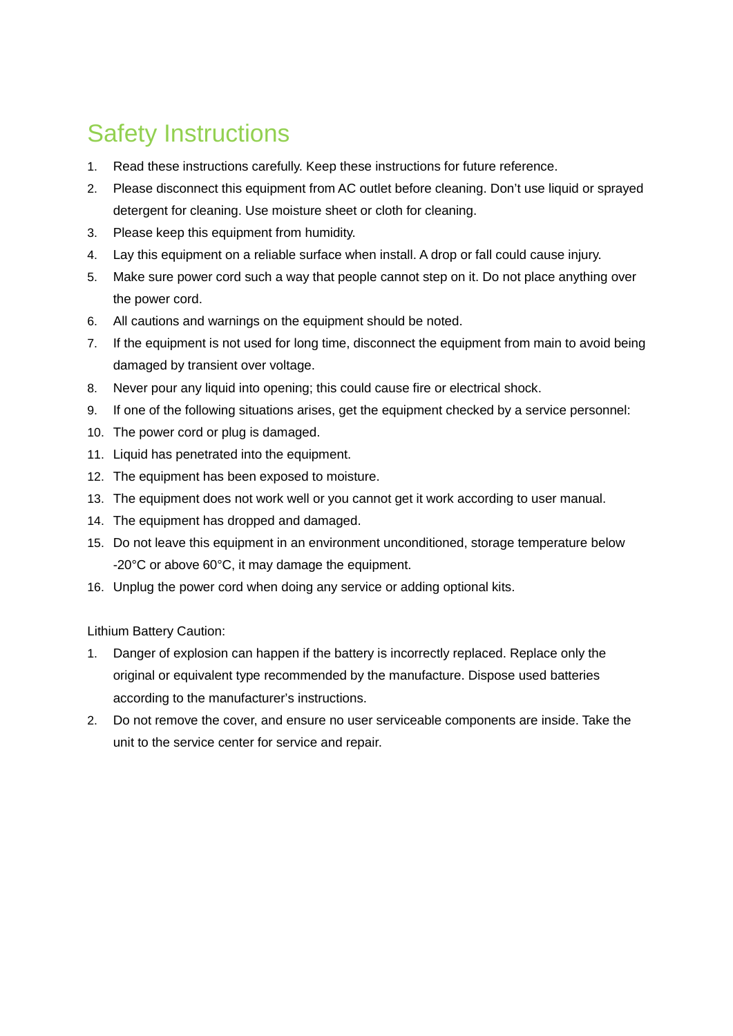# Safety Instructions

1. Read these instructions carefully. Keep these instructions for future reference.
2. Please disconnect this equipment from AC outlet before cleaning. Don't use liquid or sprayed detergent for cleaning. Use moisture sheet or cloth for cleaning.
3. Please keep this equipment from humidity.
4. Lay this equipment on a reliable surface when install. A drop or fall could cause injury.
5. Make sure power cord such a way that people cannot step on it. Do not place anything over the power cord.
6. All cautions and warnings on the equipment should be noted.
7. If the equipment is not used for long time, disconnect the equipment from main to avoid being damaged by transient over voltage.
8. Never pour any liquid into opening; this could cause fire or electrical shock.
9. If one of the following situations arises, get the equipment checked by a service personnel:
10. The power cord or plug is damaged.
11. Liquid has penetrated into the equipment.
12. The equipment has been exposed to moisture.
13. The equipment does not work well or you cannot get it work according to user manual.
14. The equipment has dropped and damaged.
15. Do not leave this equipment in an environment unconditioned, storage temperature below -20°C or above 60°C, it may damage the equipment.
16. Unplug the power cord when doing any service or adding optional kits.

Lithium Battery Caution:

1. Danger of explosion can happen if the battery is incorrectly replaced. Replace only the original or equivalent type recommended by the manufacture. Dispose used batteries according to the manufacturer's instructions.
2. Do not remove the cover, and ensure no user serviceable components are inside. Take the unit to the service center for service and repair.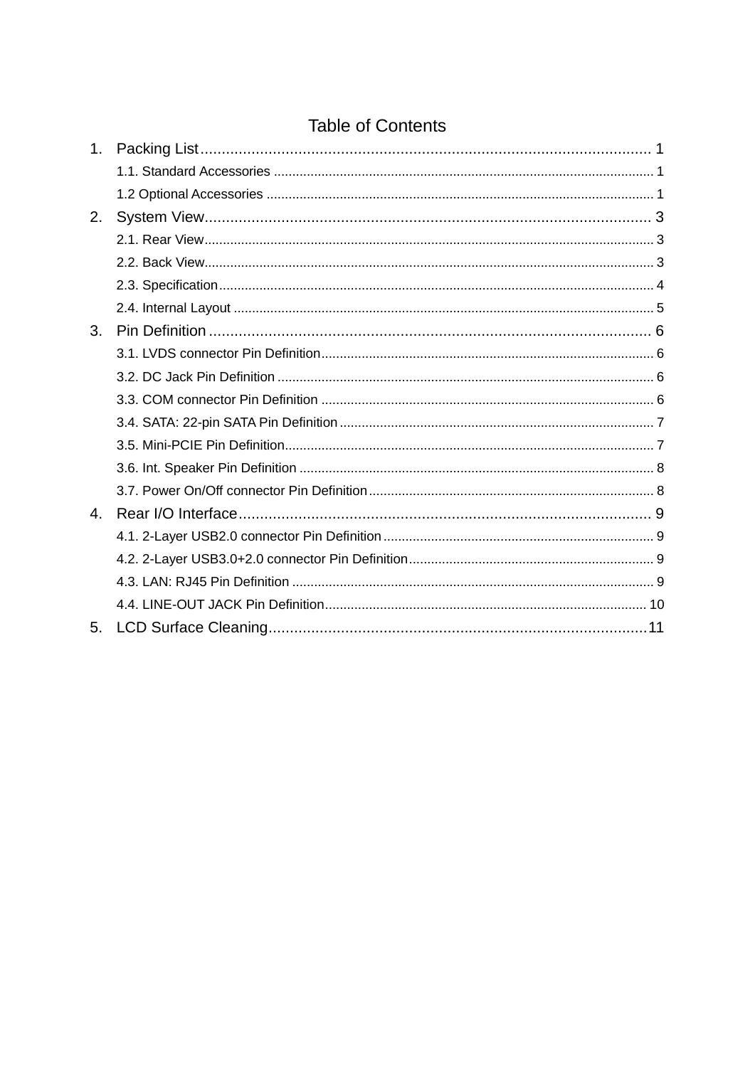# Table of Contents

1. Packing List ........................................................................................................ 1
   - 1.1. Standard Accessories ........................................................................................ 1
   - 1.2 Optional Accessories .......................................................................................... 1
2. System View ........................................................................................................ 3
   - 2.1. Rear View ........................................................................................................ 3
   - 2.2. Back View ........................................................................................................ 3
   - 2.3. Specification ..................................................................................................... 4
   - 2.4. Internal Layout ................................................................................................. 5
3. Pin Definition ....................................................................................................... 6
   - 3.1. LVDS connector Pin Definition .......................................................................... 6
   - 3.2. DC Jack Pin Definition ...................................................................................... 6
   - 3.3. COM connector Pin Definition ........................................................................... 6
   - 3.4. SATA: 22-pin SATA Pin Definition ..................................................................... 7
   - 3.5. Mini-PCIE Pin Definition .................................................................................... 7
   - 3.6. Int. Speaker Pin Definition ................................................................................ 8
   - 3.7. Power On/Off connector Pin Definition ............................................................. 8
4. Rear I/O Interface ................................................................................................. 9
   - 4.1. 2-Layer USB2.0 connector Pin Definition ........................................................... 9
   - 4.2. 2-Layer USB3.0+2.0 connector Pin Definition .................................................... 9
   - 4.3. LAN: RJ45 Pin Definition ................................................................................... 9
   - 4.4. LINE-OUT JACK Pin Definition ........................................................................ 10
5. LCD Surface Cleaning ......................................................................................... 11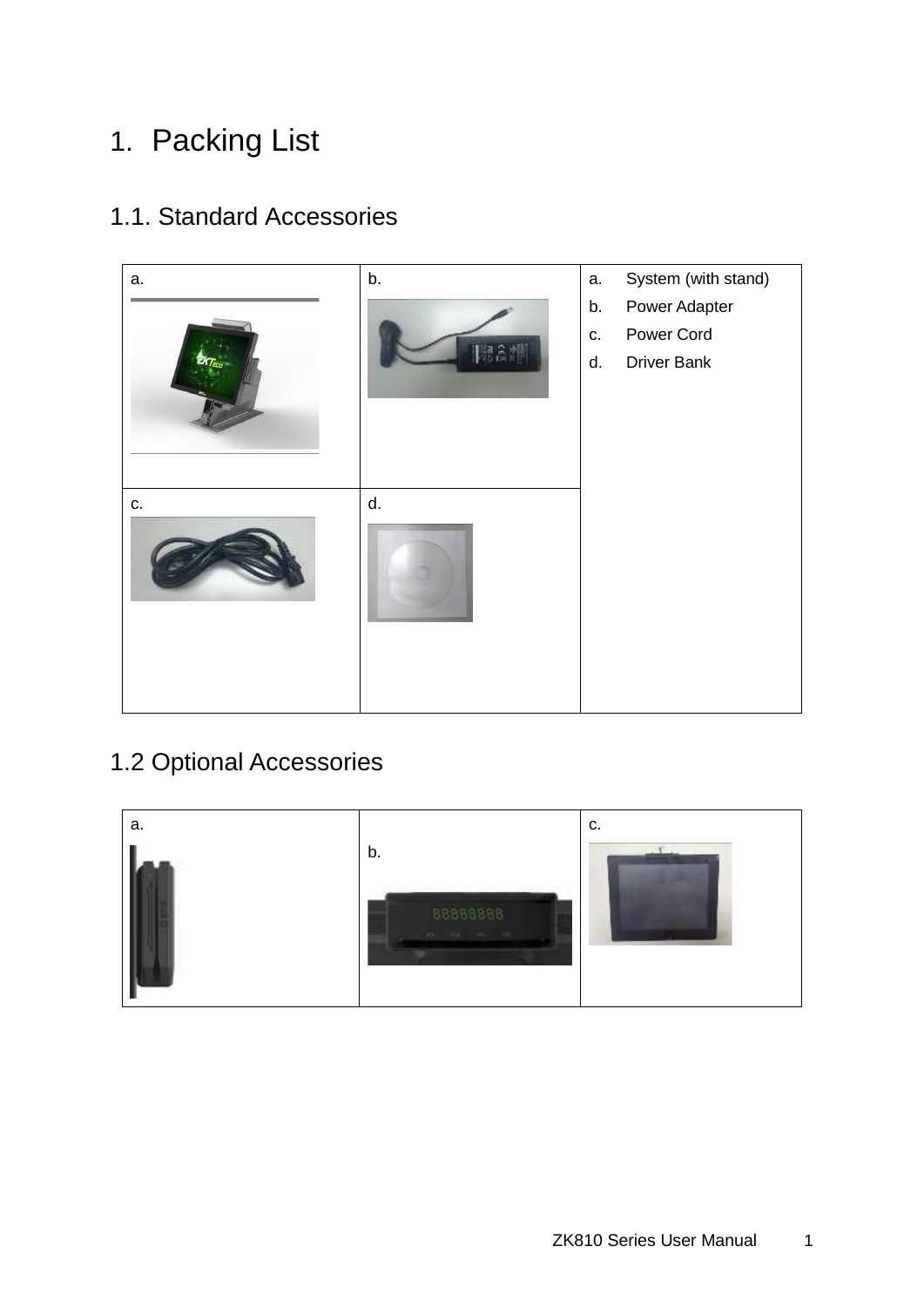# 1. Packing List

## 1.1. Standard Accessories

| a. | b. | a. System (with stand)<br>b. Power Adapter<br>c. Power Cord<br>d. Driver Bank |
|---|---|---|
| c. | d. | |

## 1.2 Optional Accessories

| a. | b. | c. |
|---|---|---|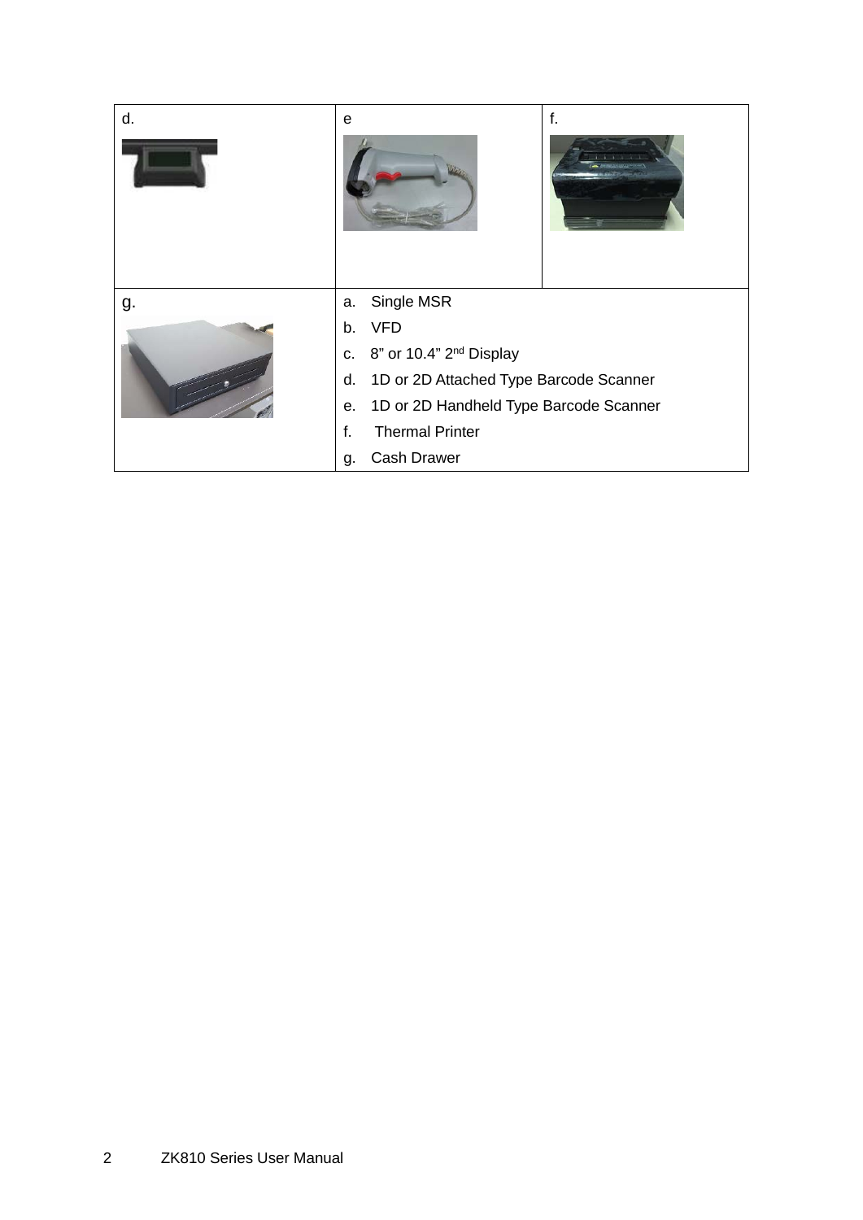| d. | e | f. |
|---|---|---|
| g. | a. Single MSR<br>b. VFD<br>c. 8” or 10.4” 2nd Display<br>d. 1D or 2D Attached Type Barcode Scanner<br>e. 1D or 2D Handheld Type Barcode Scanner<br>f. Thermal Printer<br>g. Cash Drawer | |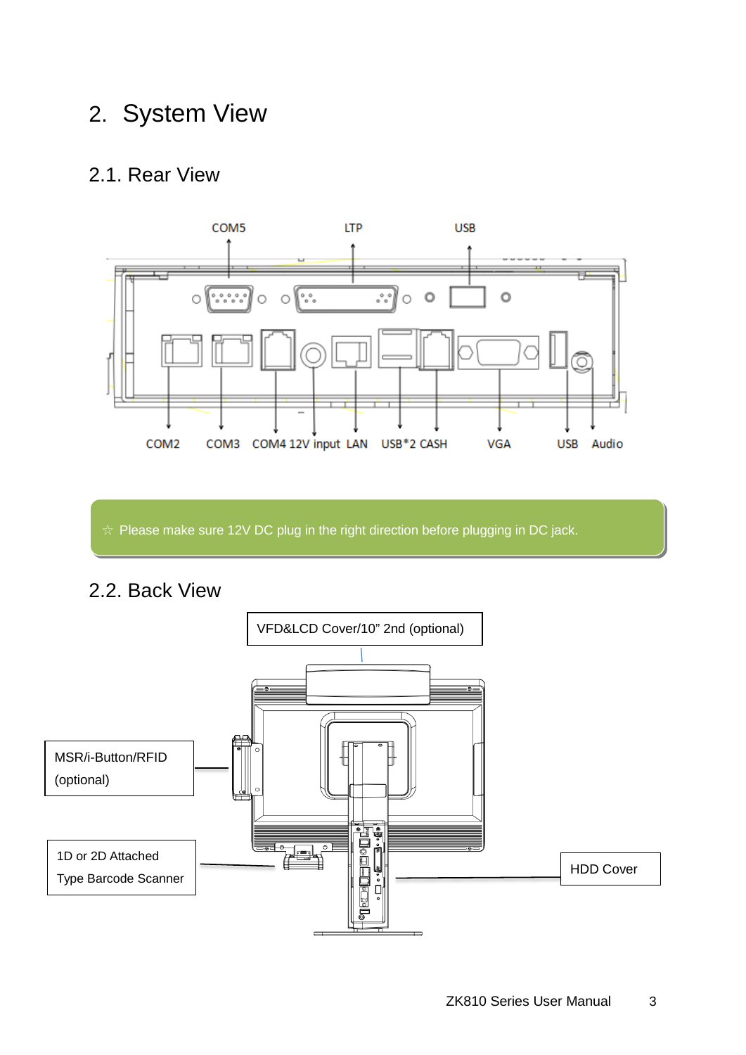# 2. System View

## 2.1. Rear View

COM5 LTP USB

COM2 COM3 COM4 12V input LAN USB*2 CASH VGA USB Audio

☆ Please make sure 12V DC plug in the right direction before plugging in DC jack.

## 2.2. Back View

VFD&LCD Cover/10" 2nd (optional)

MSR/i-Button/RFID (optional)

1D or 2D Attached Type Barcode Scanner

HDD Cover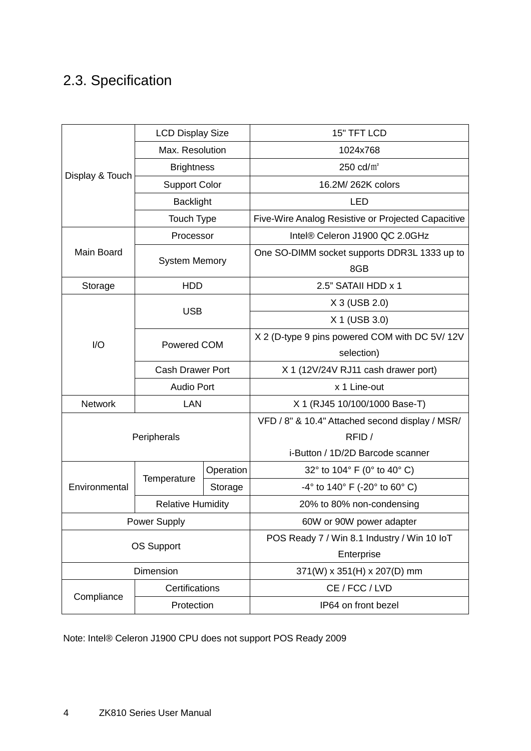## 2.3. Specification

| | | | |
|---|---|---|---|
| Display & Touch | LCD Display Size | | 15" TFT LCD |
| | Max. Resolution | | 1024x768 |
| | Brightness | | 250 cd/㎡ |
| | Support Color | | 16.2M/ 262K colors |
| | Backlight | | LED |
| | Touch Type | | Five-Wire Analog Resistive or Projected Capacitive |
| Main Board | Processor | | Intel® Celeron J1900 QC 2.0GHz |
| | System Memory | | One SO-DIMM socket supports DDR3L 1333 up to 8GB |
| Storage | HDD | | 2.5” SATAII HDD x 1 |
| I/O | USB | | X 3 (USB 2.0) |
| | | | X 1 (USB 3.0) |
| | Powered COM | | X 2 (D-type 9 pins powered COM with DC 5V/ 12V selection) |
| | Cash Drawer Port | | X 1 (12V/24V RJ11 cash drawer port) |
| | Audio Port | | x 1 Line-out |
| Network | LAN | | X 1 (RJ45 10/100/1000 Base-T) |
| Peripherals | | | VFD / 8" & 10.4" Attached second display / MSR/ RFID / i-Button / 1D/2D Barcode scanner |
| Environmental | Temperature | Operation | 32° to 104° F (0° to 40° C) |
| | | Storage | -4° to 140° F (-20° to 60° C) |
| | Relative Humidity | | 20% to 80% non-condensing |
| Power Supply | | | 60W or 90W power adapter |
| OS Support | | | POS Ready 7 / Win 8.1 Industry / Win 10 IoT Enterprise |
| Dimension | | | 371(W) x 351(H) x 207(D) mm |
| Compliance | Certifications | | CE / FCC / LVD |
| | Protection | | IP64 on front bezel |

Note: Intel® Celeron J1900 CPU does not support POS Ready 2009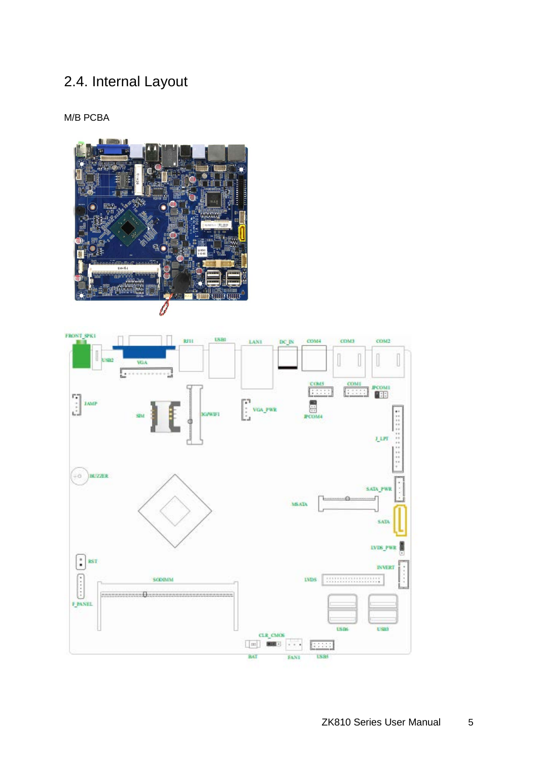## 2.4. Internal Layout

M/B PCBA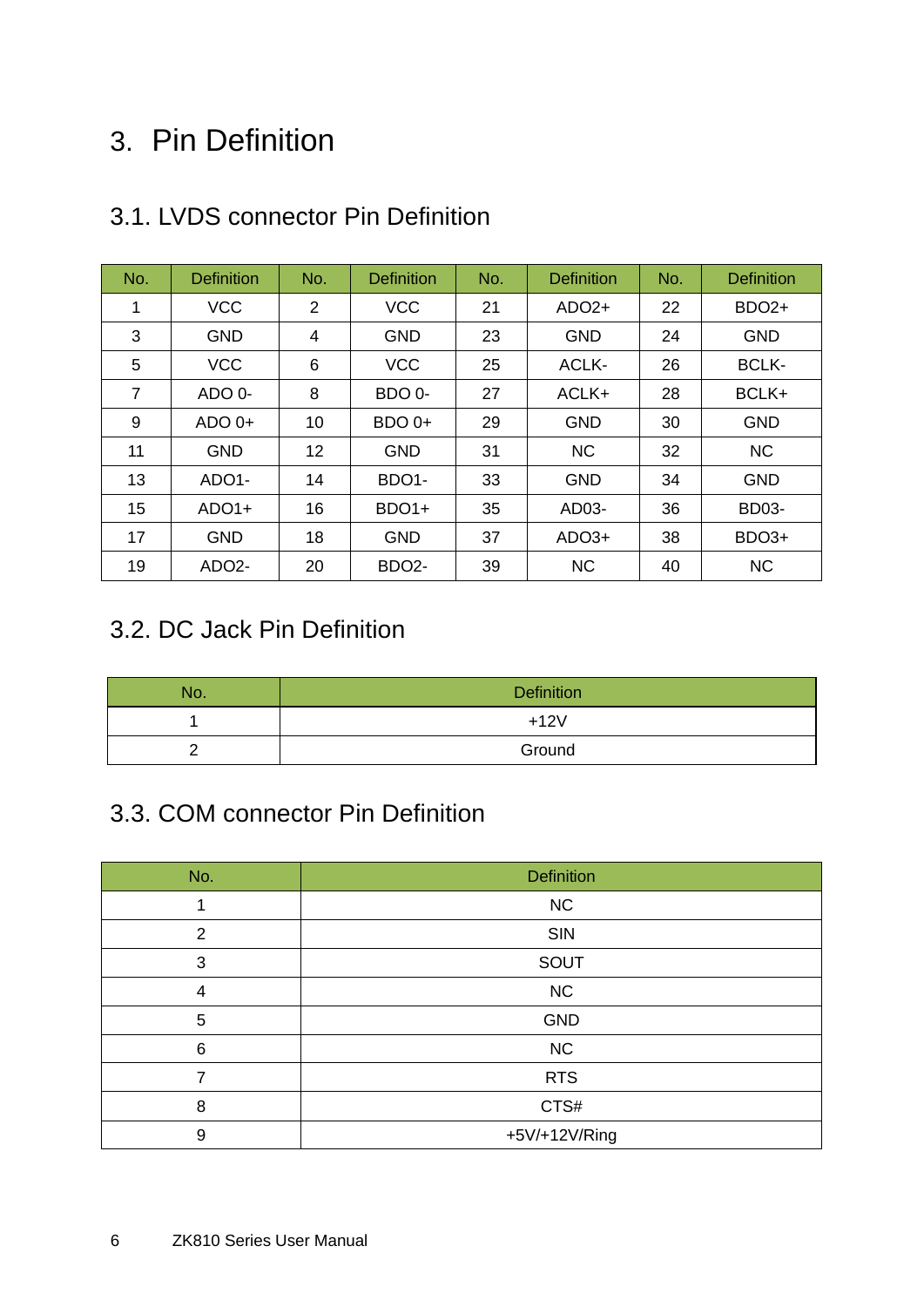# 3. Pin Definition

## 3.1. LVDS connector Pin Definition

| No. | Definition | No. | Definition | No. | Definition | No. | Definition |
|---|---|---|---|---|---|---|---|
| 1 | VCC | 2 | VCC | 21 | ADO2+ | 22 | BDO2+ |
| 3 | GND | 4 | GND | 23 | GND | 24 | GND |
| 5 | VCC | 6 | VCC | 25 | ACLK- | 26 | BCLK- |
| 7 | ADO 0- | 8 | BDO 0- | 27 | ACLK+ | 28 | BCLK+ |
| 9 | ADO 0+ | 10 | BDO 0+ | 29 | GND | 30 | GND |
| 11 | GND | 12 | GND | 31 | NC | 32 | NC |
| 13 | ADO1- | 14 | BDO1- | 33 | GND | 34 | GND |
| 15 | ADO1+ | 16 | BDO1+ | 35 | AD03- | 36 | BD03- |
| 17 | GND | 18 | GND | 37 | ADO3+ | 38 | BDO3+ |
| 19 | ADO2- | 20 | BDO2- | 39 | NC | 40 | NC |

## 3.2. DC Jack Pin Definition

| No. | Definition |
|---|---|
| 1 | +12V |
| 2 | Ground |

## 3.3. COM connector Pin Definition

| No. | Definition |
|---|---|
| 1 | NC |
| 2 | SIN |
| 3 | SOUT |
| 4 | NC |
| 5 | GND |
| 6 | NC |
| 7 | RTS |
| 8 | CTS# |
| 9 | +5V/+12V/Ring |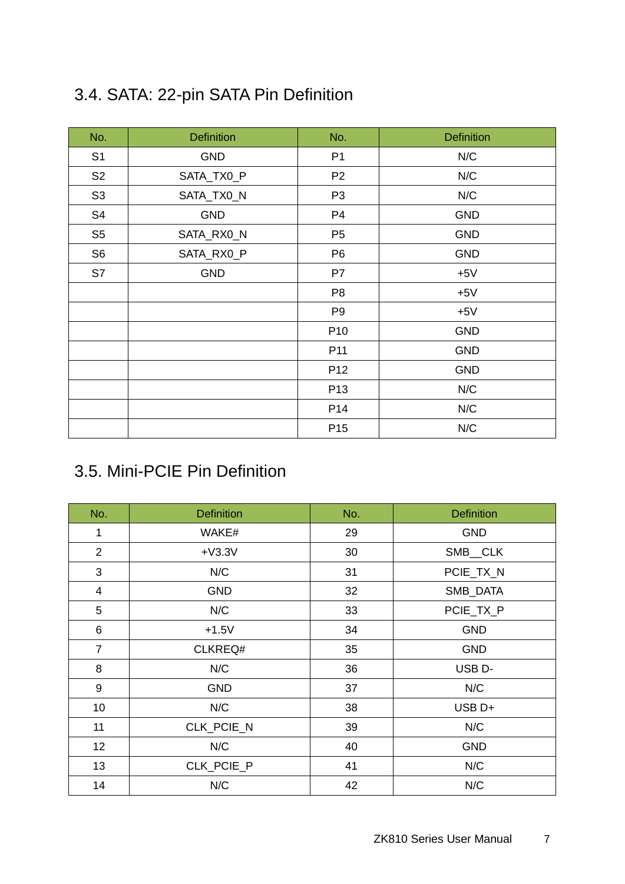## 3.4. SATA: 22-pin SATA Pin Definition

| No. | Definition | No. | Definition |
|---|---|---|---|
| S1 | GND | P1 | N/C |
| S2 | SATA_TX0_P | P2 | N/C |
| S3 | SATA_TX0_N | P3 | N/C |
| S4 | GND | P4 | GND |
| S5 | SATA_RX0_N | P5 | GND |
| S6 | SATA_RX0_P | P6 | GND |
| S7 | GND | P7 | +5V |
| | | P8 | +5V |
| | | P9 | +5V |
| | | P10 | GND |
| | | P11 | GND |
| | | P12 | GND |
| | | P13 | N/C |
| | | P14 | N/C |
| | | P15 | N/C |

## 3.5. Mini-PCIE Pin Definition

| No. | Definition | No. | Definition |
|---|---|---|---|
| 1 | WAKE# | 29 | GND |
| 2 | +V3.3V | 30 | SMB__CLK |
| 3 | N/C | 31 | PCIE_TX_N |
| 4 | GND | 32 | SMB_DATA |
| 5 | N/C | 33 | PCIE_TX_P |
| 6 | +1.5V | 34 | GND |
| 7 | CLKREQ# | 35 | GND |
| 8 | N/C | 36 | USB D- |
| 9 | GND | 37 | N/C |
| 10 | N/C | 38 | USB D+ |
| 11 | CLK_PCIE_N | 39 | N/C |
| 12 | N/C | 40 | GND |
| 13 | CLK_PCIE_P | 41 | N/C |
| 14 | N/C | 42 | N/C |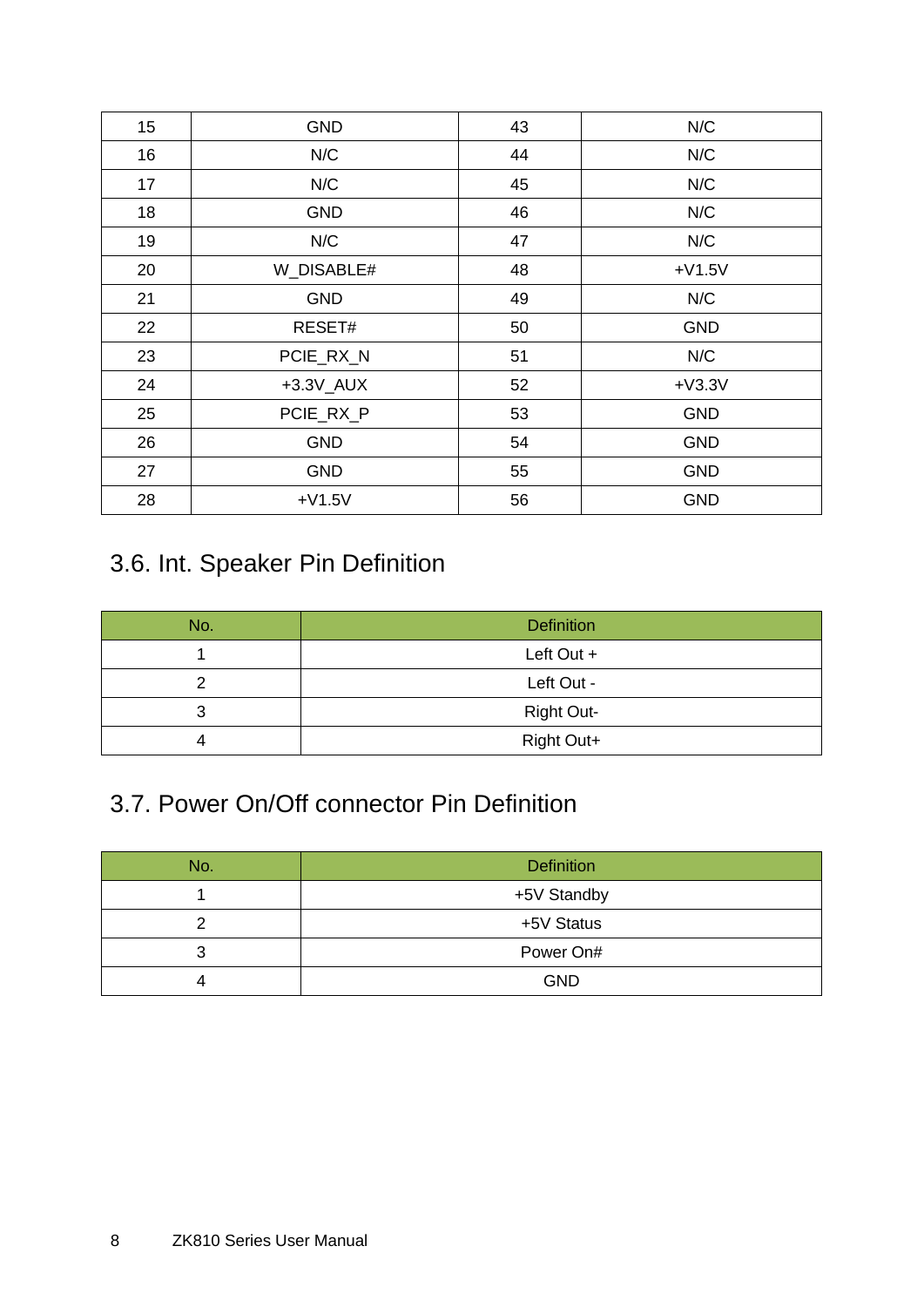| 15 | GND | 43 | N/C |
|---|---|---|---|
| 16 | N/C | 44 | N/C |
| 17 | N/C | 45 | N/C |
| 18 | GND | 46 | N/C |
| 19 | N/C | 47 | N/C |
| 20 | W_DISABLE# | 48 | +V1.5V |
| 21 | GND | 49 | N/C |
| 22 | RESET# | 50 | GND |
| 23 | PCIE_RX_N | 51 | N/C |
| 24 | +3.3V_AUX | 52 | +V3.3V |
| 25 | PCIE_RX_P | 53 | GND |
| 26 | GND | 54 | GND |
| 27 | GND | 55 | GND |
| 28 | +V1.5V | 56 | GND |

## 3.6. Int. Speaker Pin Definition

| No. | Definition |
|---|---|
| 1 | Left Out + |
| 2 | Left Out - |
| 3 | Right Out- |
| 4 | Right Out+ |

## 3.7. Power On/Off connector Pin Definition

| No. | Definition |
|---|---|
| 1 | +5V Standby |
| 2 | +5V Status |
| 3 | Power On# |
| 4 | GND |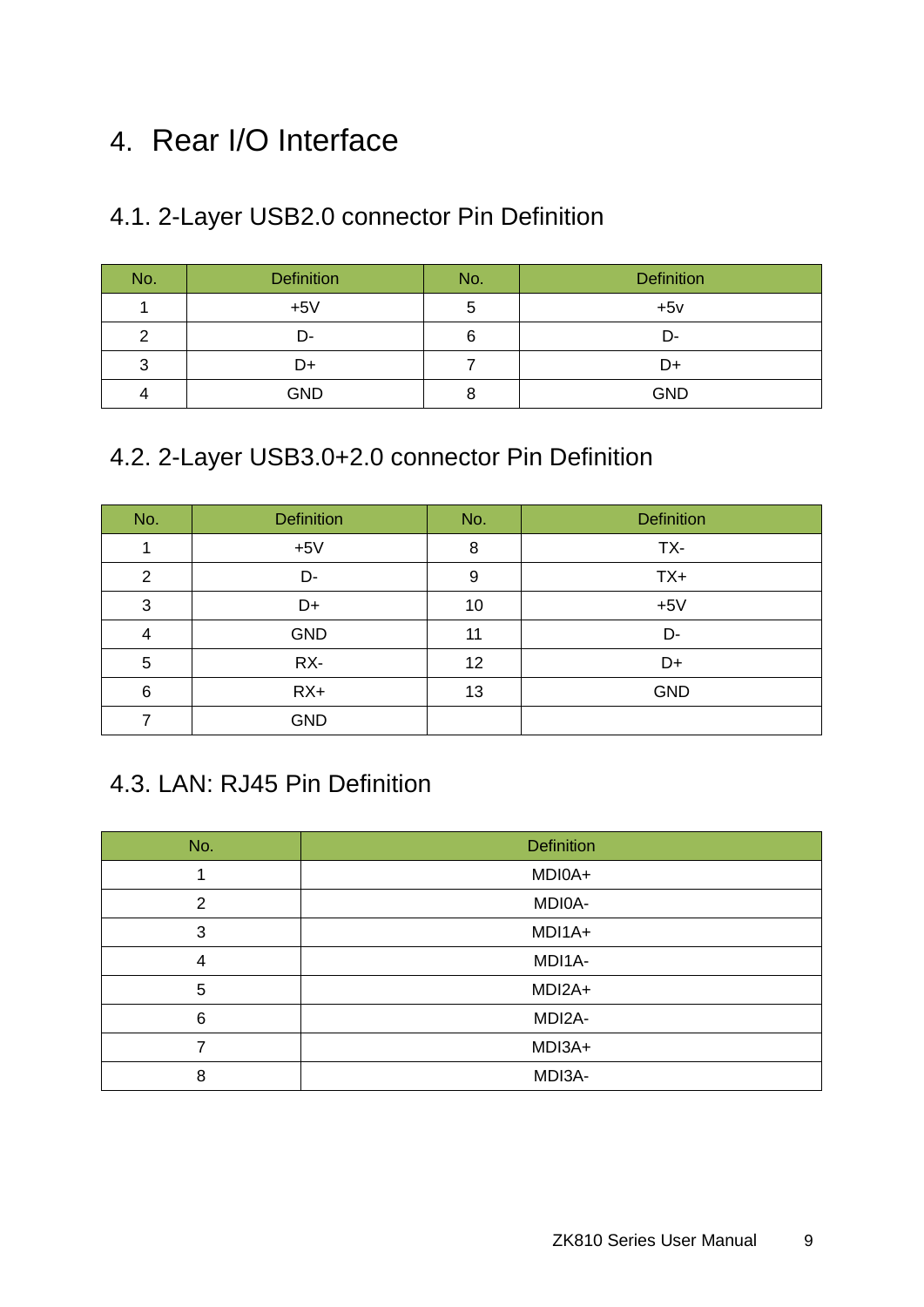# 4. Rear I/O Interface

## 4.1. 2-Layer USB2.0 connector Pin Definition

| No. | Definition | No. | Definition |
|---|---|---|---|
| 1 | +5V | 5 | +5v |
| 2 | D- | 6 | D- |
| 3 | D+ | 7 | D+ |
| 4 | GND | 8 | GND |

## 4.2. 2-Layer USB3.0+2.0 connector Pin Definition

| No. | Definition | No. | Definition |
|---|---|---|---|
| 1 | +5V | 8 | TX- |
| 2 | D- | 9 | TX+ |
| 3 | D+ | 10 | +5V |
| 4 | GND | 11 | D- |
| 5 | RX- | 12 | D+ |
| 6 | RX+ | 13 | GND |
| 7 | GND | | |

## 4.3. LAN: RJ45 Pin Definition

| No. | Definition |
|---|---|
| 1 | MDI0A+ |
| 2 | MDI0A- |
| 3 | MDI1A+ |
| 4 | MDI1A- |
| 5 | MDI2A+ |
| 6 | MDI2A- |
| 7 | MDI3A+ |
| 8 | MDI3A- |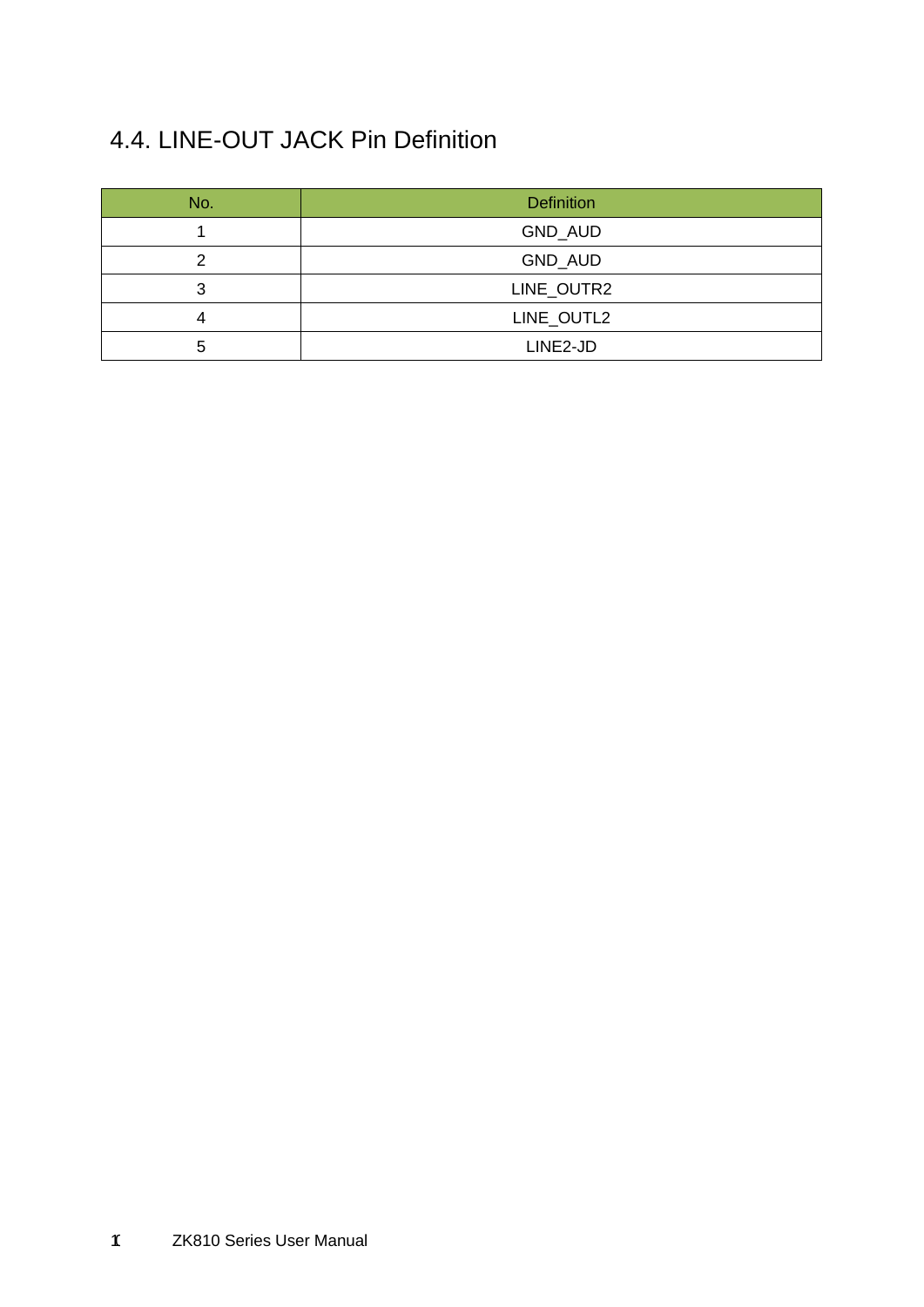## 4.4. LINE-OUT JACK Pin Definition

| No. | Definition |
|---|---|
| 1 | GND_AUD |
| 2 | GND_AUD |
| 3 | LINE_OUTR2 |
| 4 | LINE_OUTL2 |
| 5 | LINE2-JD |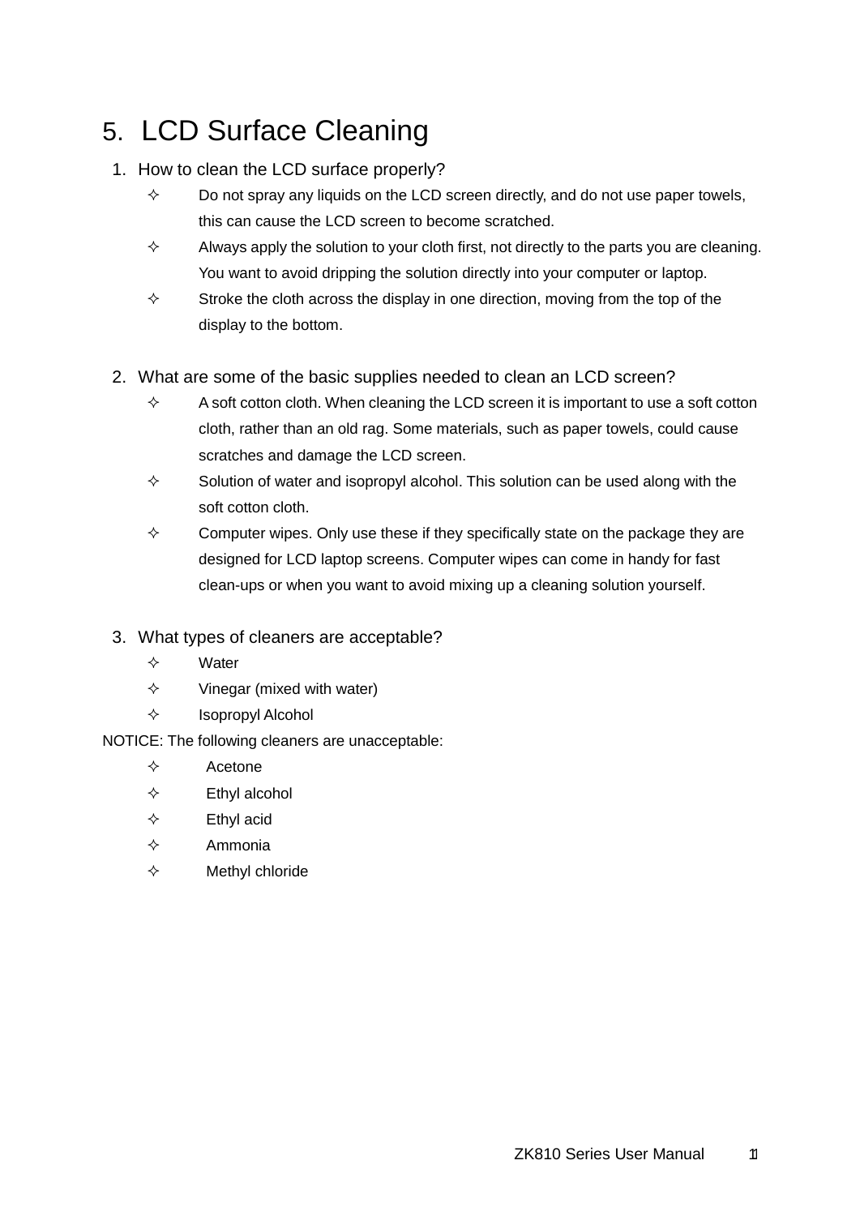# 5. LCD Surface Cleaning

1. How to clean the LCD surface properly?
   - Do not spray any liquids on the LCD screen directly, and do not use paper towels, this can cause the LCD screen to become scratched.
   - Always apply the solution to your cloth first, not directly to the parts you are cleaning. You want to avoid dripping the solution directly into your computer or laptop.
   - Stroke the cloth across the display in one direction, moving from the top of the display to the bottom.

2. What are some of the basic supplies needed to clean an LCD screen?
   - A soft cotton cloth. When cleaning the LCD screen it is important to use a soft cotton cloth, rather than an old rag. Some materials, such as paper towels, could cause scratches and damage the LCD screen.
   - Solution of water and isopropyl alcohol. This solution can be used along with the soft cotton cloth.
   - Computer wipes. Only use these if they specifically state on the package they are designed for LCD laptop screens. Computer wipes can come in handy for fast clean-ups or when you want to avoid mixing up a cleaning solution yourself.

3. What types of cleaners are acceptable?
   - Water
   - Vinegar (mixed with water)
   - Isopropyl Alcohol

NOTICE: The following cleaners are unacceptable:

- Acetone
- Ethyl alcohol
- Ethyl acid
- Ammonia
- Methyl chloride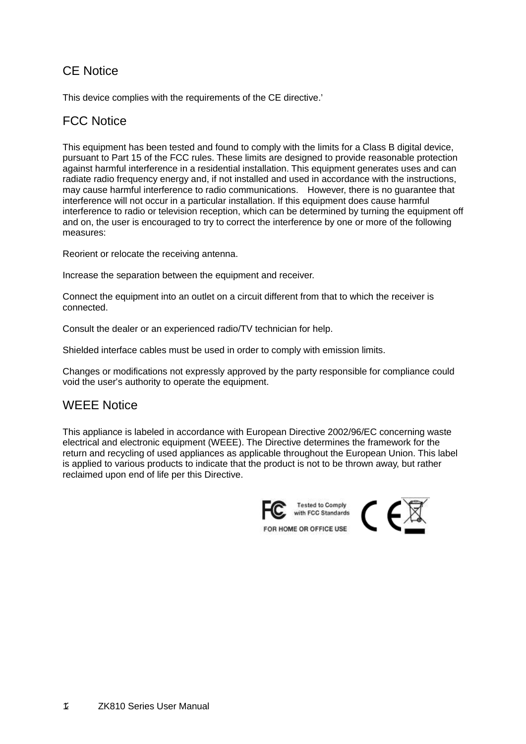## CE Notice

This device complies with the requirements of the CE directive.'

## FCC Notice

This equipment has been tested and found to comply with the limits for a Class B digital device, pursuant to Part 15 of the FCC rules. These limits are designed to provide reasonable protection against harmful interference in a residential installation. This equipment generates uses and can radiate radio frequency energy and, if not installed and used in accordance with the instructions, may cause harmful interference to radio communications. However, there is no guarantee that interference will not occur in a particular installation. If this equipment does cause harmful interference to radio or television reception, which can be determined by turning the equipment off and on, the user is encouraged to try to correct the interference by one or more of the following measures:

Reorient or relocate the receiving antenna.

Increase the separation between the equipment and receiver.

Connect the equipment into an outlet on a circuit different from that to which the receiver is connected.

Consult the dealer or an experienced radio/TV technician for help.

Shielded interface cables must be used in order to comply with emission limits.

Changes or modifications not expressly approved by the party responsible for compliance could void the user's authority to operate the equipment.

## WEEE Notice

This appliance is labeled in accordance with European Directive 2002/96/EC concerning waste electrical and electronic equipment (WEEE). The Directive determines the framework for the return and recycling of used appliances as applicable throughout the European Union. This label is applied to various products to indicate that the product is not to be thrown away, but rather reclaimed upon end of life per this Directive.

Tested to Comply with FCC Standards

FOR HOME OR OFFICE USE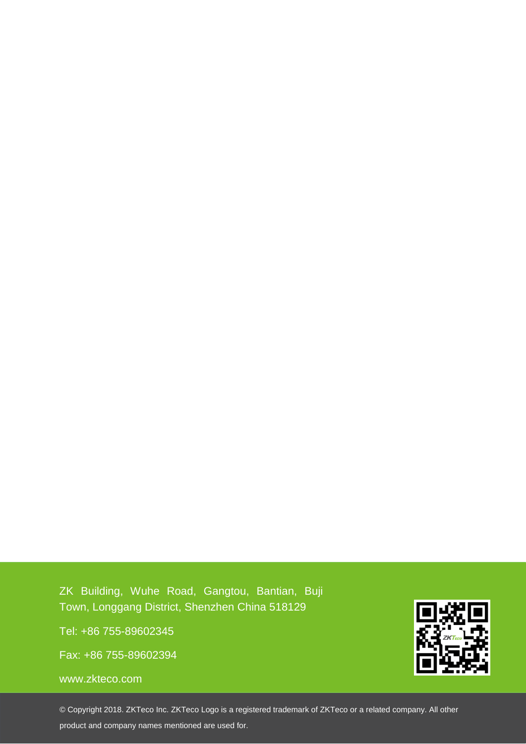ZK Building, Wuhe Road, Gangtou, Bantian, Buji Town, Longgang District, Shenzhen China 518129

Tel: +86 755-89602345

Fax: +86 755-89602394

www.zkteco.com

© Copyright 2018. ZKTeco Inc. ZKTeco Logo is a registered trademark of ZKTeco or a related company. All other product and company names mentioned are used for.